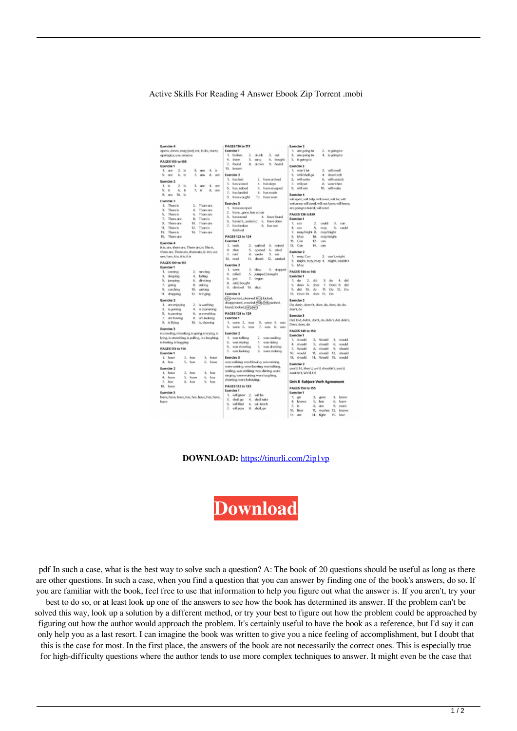Active Skills For Reading 4 Answer Ebook Zip Torrent .mobi

**DOWNLOAD:** https://tinurli.com/2ip1vp

# Download

pdf In such a case, what is the best way to solve such a question? A: The book of 20 questions should be useful as long as there are other questions. In such a case, when you find a question that you can answer by finding one of the book's answers, do so. If you are familiar with the book, feel free to use that information to help you figure out what the answer is. If you aren't, try your best to do so, or at least look up one of the answers to see how the book has determined its answer. If the problem can't be solved this way, look up a solution by a different method, or try your best to figure out how the problem could be approached by figuring out how the author would approach the problem. It's certainly useful to have the book as a reference, but I'd say it can only help you as a last resort. I can imagine the book was written to give you a nice feeling of accomplishment, but I doubt that this is the case for most. In the first place, the answers of the book are not necessarily the correct ones. This is especially true for high-difficulty questions where the author tends to use more complex techniques to answer. It might even be the case that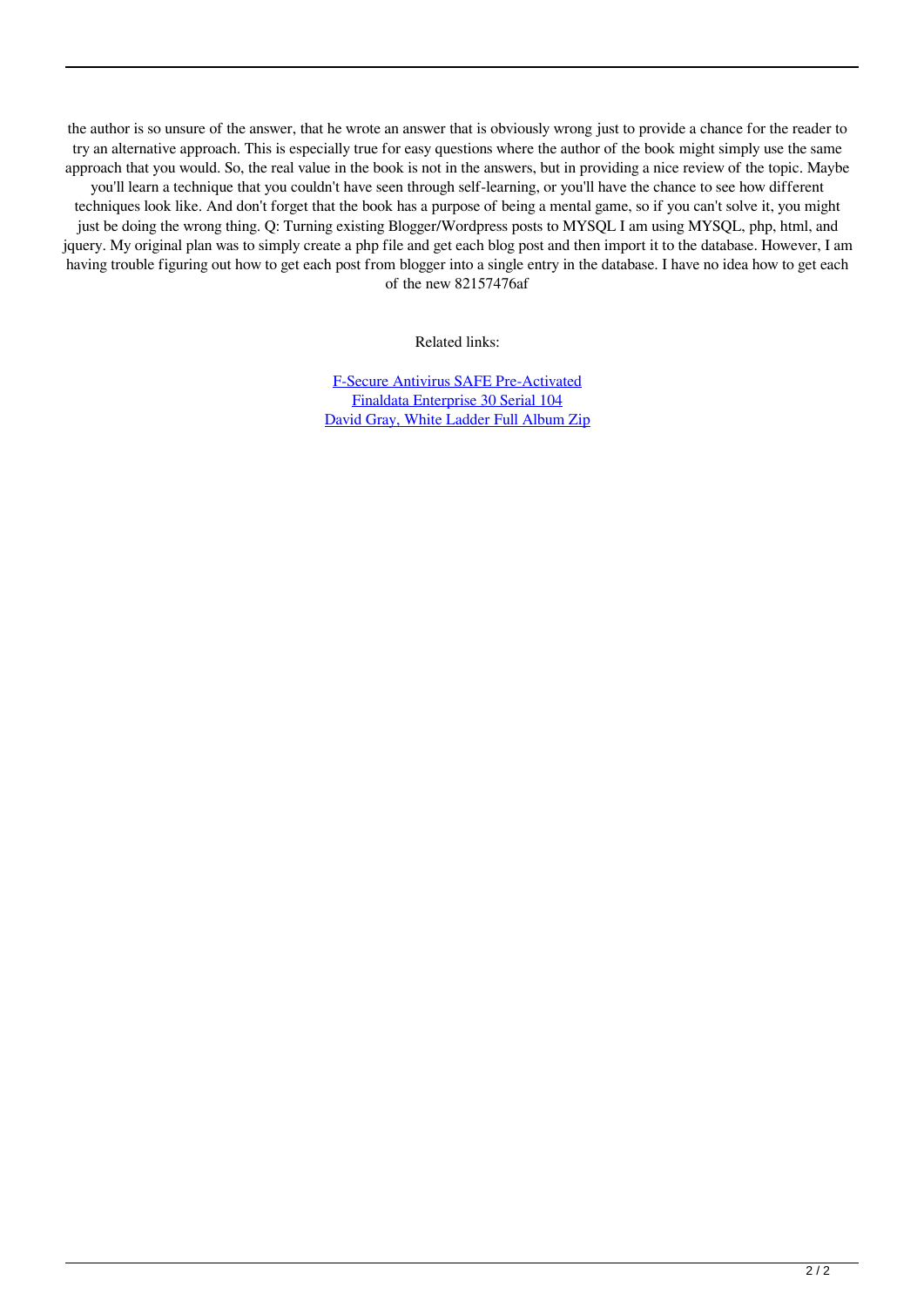the author is so unsure of the answer, that he wrote an answer that is obviously wrong just to provide a chance for the reader to try an alternative approach. This is especially true for easy questions where the author of the book might simply use the same approach that you would. So, the real value in the book is not in the answers, but in providing a nice review of the topic. Maybe you'll learn a technique that you couldn't have seen through self-learning, or you'll have the chance to see how different techniques look like. And don't forget that the book has a purpose of being a mental game, so if you can't solve it, you might just be doing the wrong thing. Q: Turning existing Blogger/Wordpress posts to MYSQL I am using MYSQL, php, html, and jquery. My original plan was to simply create a php file and get each blog post and then import it to the database. However, I am having trouble figuring out how to get each post from blogger into a single entry in the database. I have no idea how to get each of the new 82157476af

Related links:

F-Secure Antivirus SAFE Pre-Activated
Finaldata Enterprise 30 Serial 104
David Gray, White Ladder Full Album Zip